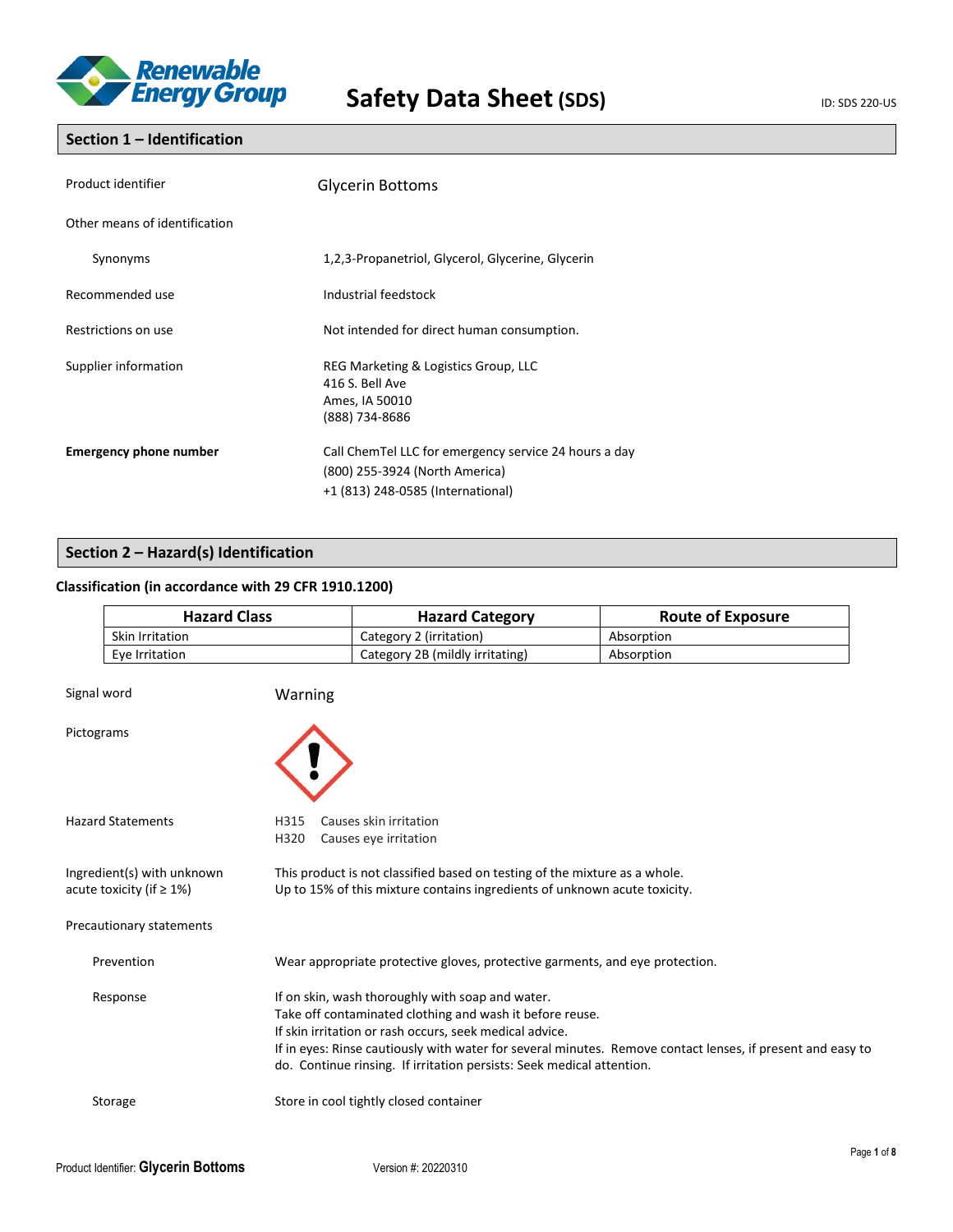Renewable Energy Group

# Safety Data Sheet (SDS)

ID: SDS 220-US

## Section 1 – Identification

| | |
|---|---|
| Product identifier | Glycerin Bottoms |
| Other means of identification | |
| Synonyms | 1,2,3-Propanetriol, Glycerol, Glycerine, Glycerin |
| Recommended use | Industrial feedstock |
| Restrictions on use | Not intended for direct human consumption. |
| Supplier information | REG Marketing & Logistics Group, LLC<br>416 S. Bell Ave<br>Ames, IA 50010<br>(888) 734-8686 |
| **Emergency phone number** | Call ChemTel LLC for emergency service 24 hours a day<br>(800) 255-3924 (North America)<br>+1 (813) 248-0585 (International) |

## Section 2 – Hazard(s) Identification

### Classification (in accordance with 29 CFR 1910.1200)

| Hazard Class | Hazard Category | Route of Exposure |
|---|---|---|
| Skin Irritation | Category 2 (irritation) | Absorption |
| Eye Irritation | Category 2B (mildly irritating) | Absorption |

**Signal word:** Warning

**Pictograms**

**Hazard Statements**

H315 Causes skin irritation
H320 Causes eye irritation

**Ingredient(s) with unknown acute toxicity (if ≥ 1%)**

This product is not classified based on testing of the mixture as a whole.
Up to 15% of this mixture contains ingredients of unknown acute toxicity.

**Precautionary statements**

**Prevention**

Wear appropriate protective gloves, protective garments, and eye protection.

**Response**

If on skin, wash thoroughly with soap and water.
Take off contaminated clothing and wash it before reuse.
If skin irritation or rash occurs, seek medical advice.
If in eyes: Rinse cautiously with water for several minutes. Remove contact lenses, if present and easy to do. Continue rinsing. If irritation persists: Seek medical attention.

**Storage**

Store in cool tightly closed container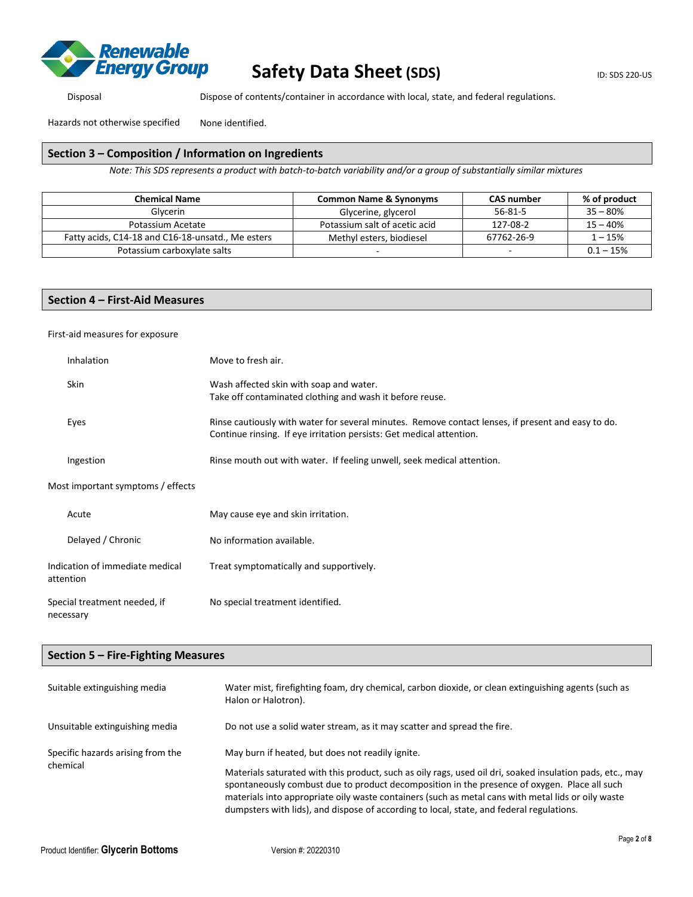Disposal — Dispose of contents/container in accordance with local, state, and federal regulations.

Hazards not otherwise specified — None identified.

## Section 3 – Composition / Information on Ingredients

*Note: This SDS represents a product with batch-to-batch variability and/or a group of substantially similar mixtures*

| Chemical Name | Common Name & Synonyms | CAS number | % of product |
|---|---|---|---|
| Glycerin | Glycerine, glycerol | 56-81-5 | 35 – 80% |
| Potassium Acetate | Potassium salt of acetic acid | 127-08-2 | 15 – 40% |
| Fatty acids, C14-18 and C16-18-unsatd., Me esters | Methyl esters, biodiesel | 67762-26-9 | 1 – 15% |
| Potassium carboxylate salts | - | - | 0.1 – 15% |

## Section 4 – First-Aid Measures

First-aid measures for exposure

- **Inhalation** — Move to fresh air.
- **Skin** — Wash affected skin with soap and water. Take off contaminated clothing and wash it before reuse.
- **Eyes** — Rinse cautiously with water for several minutes. Remove contact lenses, if present and easy to do. Continue rinsing. If eye irritation persists: Get medical attention.
- **Ingestion** — Rinse mouth out with water. If feeling unwell, seek medical attention.

Most important symptoms / effects

- **Acute** — May cause eye and skin irritation.
- **Delayed / Chronic** — No information available.

Indication of immediate medical attention — Treat symptomatically and supportively.

Special treatment needed, if necessary — No special treatment identified.

## Section 5 – Fire-Fighting Measures

Suitable extinguishing media — Water mist, firefighting foam, dry chemical, carbon dioxide, or clean extinguishing agents (such as Halon or Halotron).

Unsuitable extinguishing media — Do not use a solid water stream, as it may scatter and spread the fire.

Specific hazards arising from the chemical — May burn if heated, but does not readily ignite.

Materials saturated with this product, such as oily rags, used oil dri, soaked insulation pads, etc., may spontaneously combust due to product decomposition in the presence of oxygen. Place all such materials into appropriate oily waste containers (such as metal cans with metal lids or oily waste dumpsters with lids), and dispose of according to local, state, and federal regulations.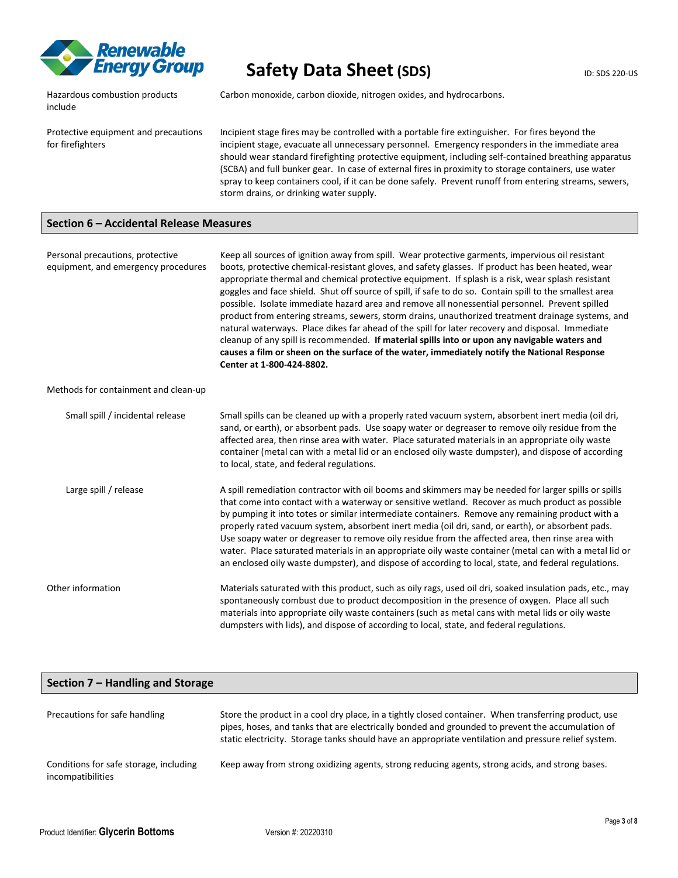| | |
|---|---|
| Hazardous combustion products include | Carbon monoxide, carbon dioxide, nitrogen oxides, and hydrocarbons. |
| Protective equipment and precautions for firefighters | Incipient stage fires may be controlled with a portable fire extinguisher. For fires beyond the incipient stage, evacuate all unnecessary personnel. Emergency responders in the immediate area should wear standard firefighting protective equipment, including self-contained breathing apparatus (SCBA) and full bunker gear. In case of external fires in proximity to storage containers, use water spray to keep containers cool, if it can be done safely. Prevent runoff from entering streams, sewers, storm drains, or drinking water supply. |

## Section 6 – Accidental Release Measures

| | |
|---|---|
| Personal precautions, protective equipment, and emergency procedures | Keep all sources of ignition away from spill. Wear protective garments, impervious oil resistant boots, protective chemical-resistant gloves, and safety glasses. If product has been heated, wear appropriate thermal and chemical protective equipment. If splash is a risk, wear splash resistant goggles and face shield. Shut off source of spill, if safe to do so. Contain spill to the smallest area possible. Isolate immediate hazard area and remove all nonessential personnel. Prevent spilled product from entering streams, sewers, storm drains, unauthorized treatment drainage systems, and natural waterways. Place dikes far ahead of the spill for later recovery and disposal. Immediate cleanup of any spill is recommended. **If material spills into or upon any navigable waters and causes a film or sheen on the surface of the water, immediately notify the National Response Center at 1-800-424-8802.** |
| Methods for containment and clean-up | |
| Small spill / incidental release | Small spills can be cleaned up with a properly rated vacuum system, absorbent inert media (oil dri, sand, or earth), or absorbent pads. Use soapy water or degreaser to remove oily residue from the affected area, then rinse area with water. Place saturated materials in an appropriate oily waste container (metal can with a metal lid or an enclosed oily waste dumpster), and dispose of according to local, state, and federal regulations. |
| Large spill / release | A spill remediation contractor with oil booms and skimmers may be needed for larger spills or spills that come into contact with a waterway or sensitive wetland. Recover as much product as possible by pumping it into totes or similar intermediate containers. Remove any remaining product with a properly rated vacuum system, absorbent inert media (oil dri, sand, or earth), or absorbent pads. Use soapy water or degreaser to remove oily residue from the affected area, then rinse area with water. Place saturated materials in an appropriate oily waste container (metal can with a metal lid or an enclosed oily waste dumpster), and dispose of according to local, state, and federal regulations. |
| Other information | Materials saturated with this product, such as oily rags, used oil dri, soaked insulation pads, etc., may spontaneously combust due to product decomposition in the presence of oxygen. Place all such materials into appropriate oily waste containers (such as metal cans with metal lids or oily waste dumpsters with lids), and dispose of according to local, state, and federal regulations. |

## Section 7 – Handling and Storage

| | |
|---|---|
| Precautions for safe handling | Store the product in a cool dry place, in a tightly closed container. When transferring product, use pipes, hoses, and tanks that are electrically bonded and grounded to prevent the accumulation of static electricity. Storage tanks should have an appropriate ventilation and pressure relief system. |
| Conditions for safe storage, including incompatibilities | Keep away from strong oxidizing agents, strong reducing agents, strong acids, and strong bases. |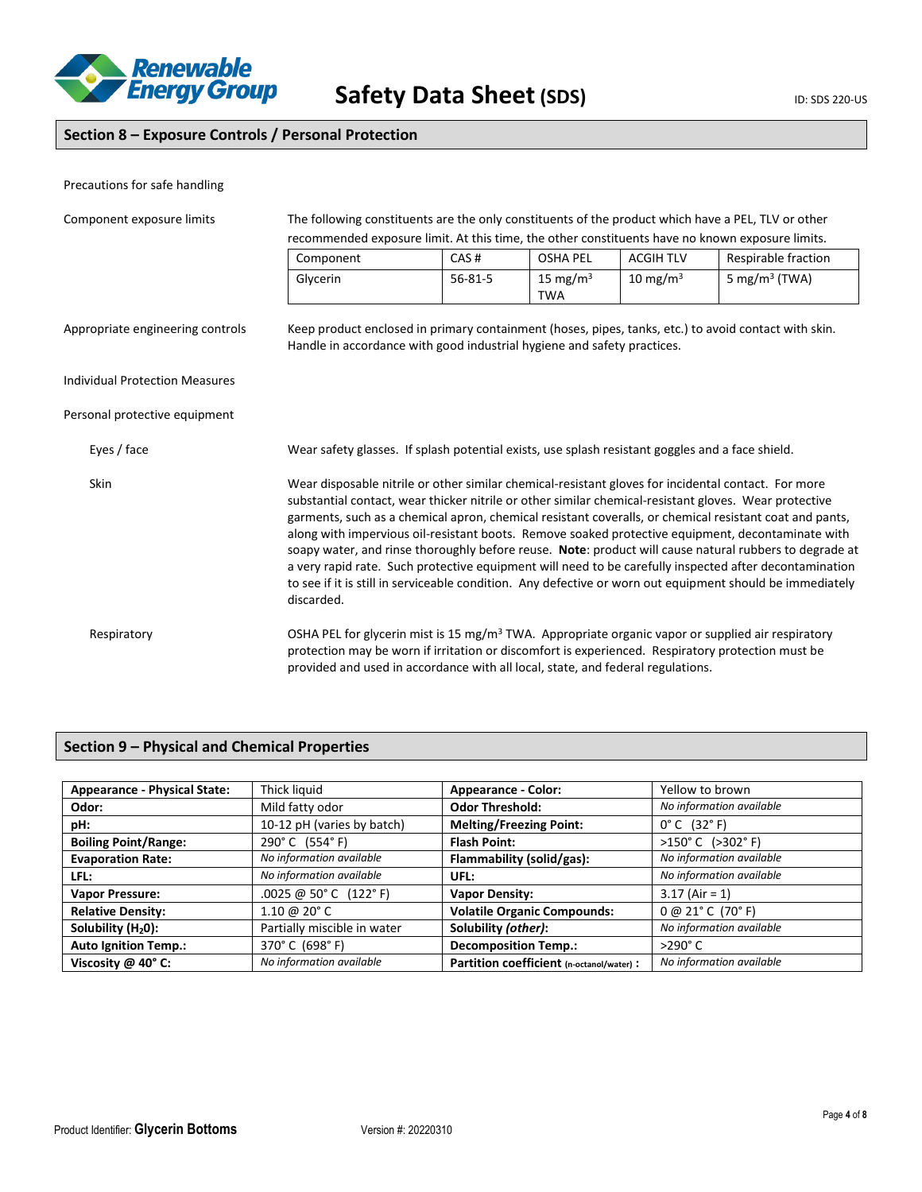## Section 8 – Exposure Controls / Personal Protection

Precations for safe handling

**Component exposure limits**

The following constituents are the only constituents of the product which have a PEL, TLV or other recommended exposure limit. At this time, the other constituents have no known exposure limits.

| Component | CAS # | OSHA PEL | ACGIH TLV | Respirable fraction |
|---|---|---|---|---|
| Glycerin | 56-81-5 | 15 mg/m$^3$ TWA | 10 mg/m$^3$ | 5 mg/m$^3$ (TWA) |

**Appropriate engineering controls**

Keep product enclosed in primary containment (hoses, pipes, tanks, etc.) to avoid contact with skin. Handle in accordance with good industrial hygiene and safety practices.

**Individual Protection Measures**

**Personal protective equipment**

**Eyes / face**

Wear safety glasses. If splash potential exists, use splash resistant goggles and a face shield.

**Skin**

Wear disposable nitrile or other similar chemical-resistant gloves for incidental contact. For more substantial contact, wear thicker nitrile or other similar chemical-resistant gloves. Wear protective garments, such as a chemical apron, chemical resistant coveralls, or chemical resistant coat and pants, along with impervious oil-resistant boots. Remove soaked protective equipment, decontaminate with soapy water, and rinse thoroughly before reuse. **Note**: product will cause natural rubbers to degrade at a very rapid rate. Such protective equipment will need to be carefully inspected after decontamination to see if it is still in serviceable condition. Any defective or worn out equipment should be immediately discarded.

**Respiratory**

OSHA PEL for glycerin mist is 15 mg/m$^3$ TWA. Appropriate organic vapor or supplied air respiratory protection may be worn if irritation or discomfort is experienced. Respiratory protection must be provided and used in accordance with all local, state, and federal regulations.

## Section 9 – Physical and Chemical Properties

| **Appearance - Physical State:** | Thick liquid | **Appearance - Color:** | Yellow to brown |
|---|---|---|---|
| **Odor:** | Mild fatty odor | **Odor Threshold:** | *No information available* |
| **pH:** | 10-12 pH (varies by batch) | **Melting/Freezing Point:** | 0° C (32° F) |
| **Boiling Point/Range:** | 290° C (554° F) | **Flash Point:** | >150° C (>302° F) |
| **Evaporation Rate:** | *No information available* | **Flammability (solid/gas):** | *No information available* |
| **LFL:** | *No information available* | **UFL:** | *No information available* |
| **Vapor Pressure:** | .0025 @ 50° C (122° F) | **Vapor Density:** | 3.17 (Air = 1) |
| **Relative Density:** | 1.10 @ 20° C | **Volatile Organic Compounds:** | 0 @ 21° C (70° F) |
| **Solubility ($H_2O$):** | Partially miscible in water | **Solubility *(other)*:** | *No information available* |
| **Auto Ignition Temp.:** | 370° C (698° F) | **Decomposition Temp.:** | >290° C |
| **Viscosity @ 40° C:** | *No information available* | **Partition coefficient (n-octanol/water):** | *No information available* |

Product Identifier: **Glycerin Bottoms** Version #: 20220310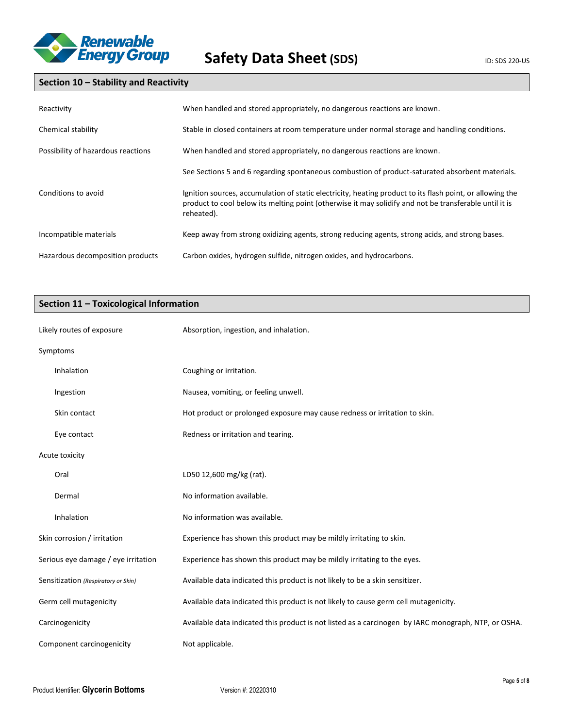## Section 10 – Stability and Reactivity

| | |
|---|---|
| Reactivity | When handled and stored appropriately, no dangerous reactions are known. |
| Chemical stability | Stable in closed containers at room temperature under normal storage and handling conditions. |
| Possibility of hazardous reactions | When handled and stored appropriately, no dangerous reactions are known. |
| | See Sections 5 and 6 regarding spontaneous combustion of product-saturated absorbent materials. |
| Conditions to avoid | Ignition sources, accumulation of static electricity, heating product to its flash point, or allowing the product to cool below its melting point (otherwise it may solidify and not be transferable until it is reheated). |
| Incompatible materials | Keep away from strong oxidizing agents, strong reducing agents, strong acids, and strong bases. |
| Hazardous decomposition products | Carbon oxides, hydrogen sulfide, nitrogen oxides, and hydrocarbons. |

## Section 11 – Toxicological Information

| | |
|---|---|
| Likely routes of exposure | Absorption, ingestion, and inhalation. |
| Symptoms | |
| Inhalation | Coughing or irritation. |
| Ingestion | Nausea, vomiting, or feeling unwell. |
| Skin contact | Hot product or prolonged exposure may cause redness or irritation to skin. |
| Eye contact | Redness or irritation and tearing. |
| Acute toxicity | |
| Oral | LD50 12,600 mg/kg (rat). |
| Dermal | No information available. |
| Inhalation | No information was available. |
| Skin corrosion / irritation | Experience has shown this product may be mildly irritating to skin. |
| Serious eye damage / eye irritation | Experience has shown this product may be mildly irritating to the eyes. |
| Sensitization *(Respiratory or Skin)* | Available data indicated this product is not likely to be a skin sensitizer. |
| Germ cell mutagenicity | Available data indicated this product is not likely to cause germ cell mutagenicity. |
| Carcinogenicity | Available data indicated this product is not listed as a carcinogen by IARC monograph, NTP, or OSHA. |
| Component carcinogenicity | Not applicable. |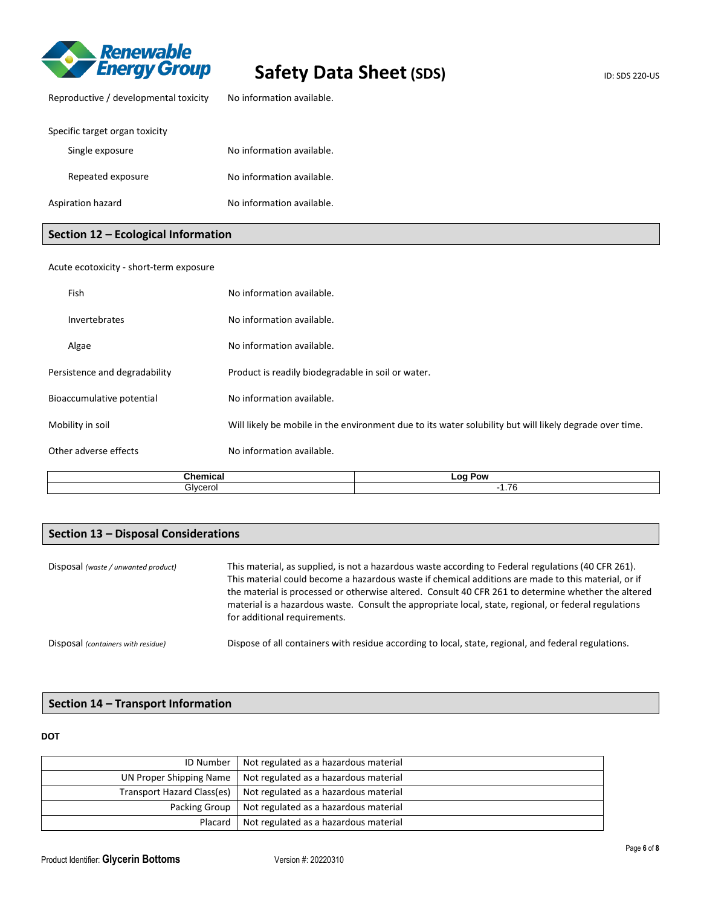Reproductive / developmental toxicity: No information available.

Specific target organ toxicity

- Single exposure: No information available.
- Repeated exposure: No information available.

Aspiration hazard: No information available.

## Section 12 – Ecological Information

Acute ecotoxicity - short-term exposure

- Fish: No information available.
- Invertebrates: No information available.
- Algae: No information available.

Persistence and degradability: Product is readily biodegradable in soil or water.

Bioaccumulative potential: No information available.

Mobility in soil: Will likely be mobile in the environment due to its water solubility but will likely degrade over time.

Other adverse effects: No information available.

| Chemical | Log Pow |
|---|---|
| Glycerol | -1.76 |

## Section 13 – Disposal Considerations

Disposal *(waste / unwanted product)*: This material, as supplied, is not a hazardous waste according to Federal regulations (40 CFR 261). This material could become a hazardous waste if chemical additions are made to this material, or if the material is processed or otherwise altered. Consult 40 CFR 261 to determine whether the altered material is a hazardous waste. Consult the appropriate local, state, regional, or federal regulations for additional requirements.

Disposal *(containers with residue)*: Dispose of all containers with residue according to local, state, regional, and federal regulations.

## Section 14 – Transport Information

**DOT**

| | |
|---|---|
| ID Number | Not regulated as a hazardous material |
| UN Proper Shipping Name | Not regulated as a hazardous material |
| Transport Hazard Class(es) | Not regulated as a hazardous material |
| Packing Group | Not regulated as a hazardous material |
| Placard | Not regulated as a hazardous material |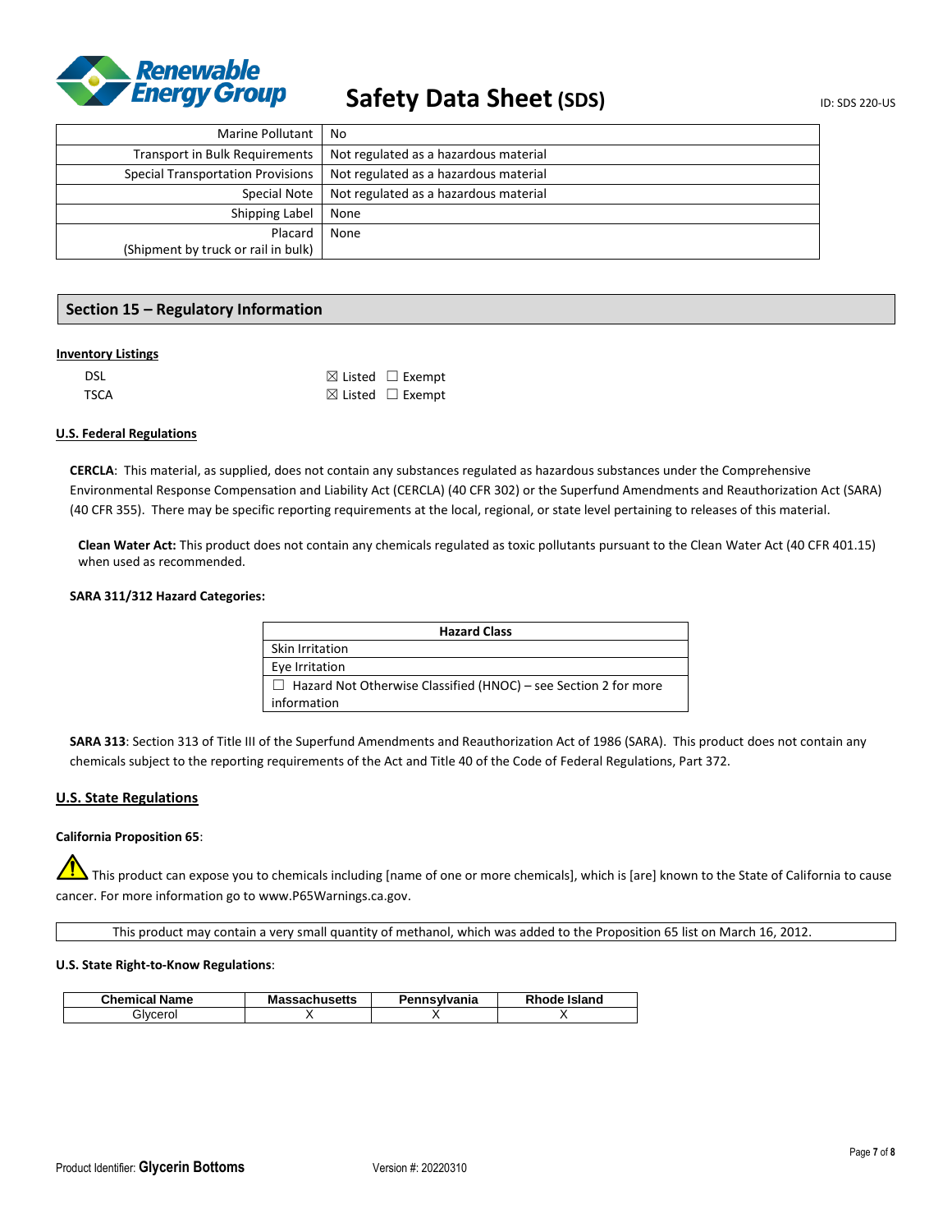| | |
|---|---|
| Marine Pollutant | No |
| Transport in Bulk Requirements | Not regulated as a hazardous material |
| Special Transportation Provisions | Not regulated as a hazardous material |
| Special Note | Not regulated as a hazardous material |
| Shipping Label | None |
| Placard (Shipment by truck or rail in bulk) | None |

## Section 15 – Regulatory Information

**Inventory Listings**

| | |
|---|---|
| DSL | ☒ Listed ☐ Exempt |
| TSCA | ☒ Listed ☐ Exempt |

**U.S. Federal Regulations**

**CERCLA**: This material, as supplied, does not contain any substances regulated as hazardous substances under the Comprehensive Environmental Response Compensation and Liability Act (CERCLA) (40 CFR 302) or the Superfund Amendments and Reauthorization Act (SARA) (40 CFR 355). There may be specific reporting requirements at the local, regional, or state level pertaining to releases of this material.

**Clean Water Act:** This product does not contain any chemicals regulated as toxic pollutants pursuant to the Clean Water Act (40 CFR 401.15) when used as recommended.

**SARA 311/312 Hazard Categories:**

| Hazard Class |
|---|
| Skin Irritation |
| Eye Irritation |
| ☐ Hazard Not Otherwise Classified (HNOC) – see Section 2 for more information |

**SARA 313**: Section 313 of Title III of the Superfund Amendments and Reauthorization Act of 1986 (SARA). This product does not contain any chemicals subject to the reporting requirements of the Act and Title 40 of the Code of Federal Regulations, Part 372.

**U.S. State Regulations**

**California Proposition 65**:

⚠ This product can expose you to chemicals including [name of one or more chemicals], which is [are] known to the State of California to cause cancer. For more information go to www.P65Warnings.ca.gov.

This product may contain a very small quantity of methanol, which was added to the Proposition 65 list on March 16, 2012.

**U.S. State Right-to-Know Regulations**:

| Chemical Name | Massachusetts | Pennsylvania | Rhode Island |
|---|---|---|---|
| Glycerol | X | X | X |

Product Identifier: **Glycerin Bottoms** Version #: 20220310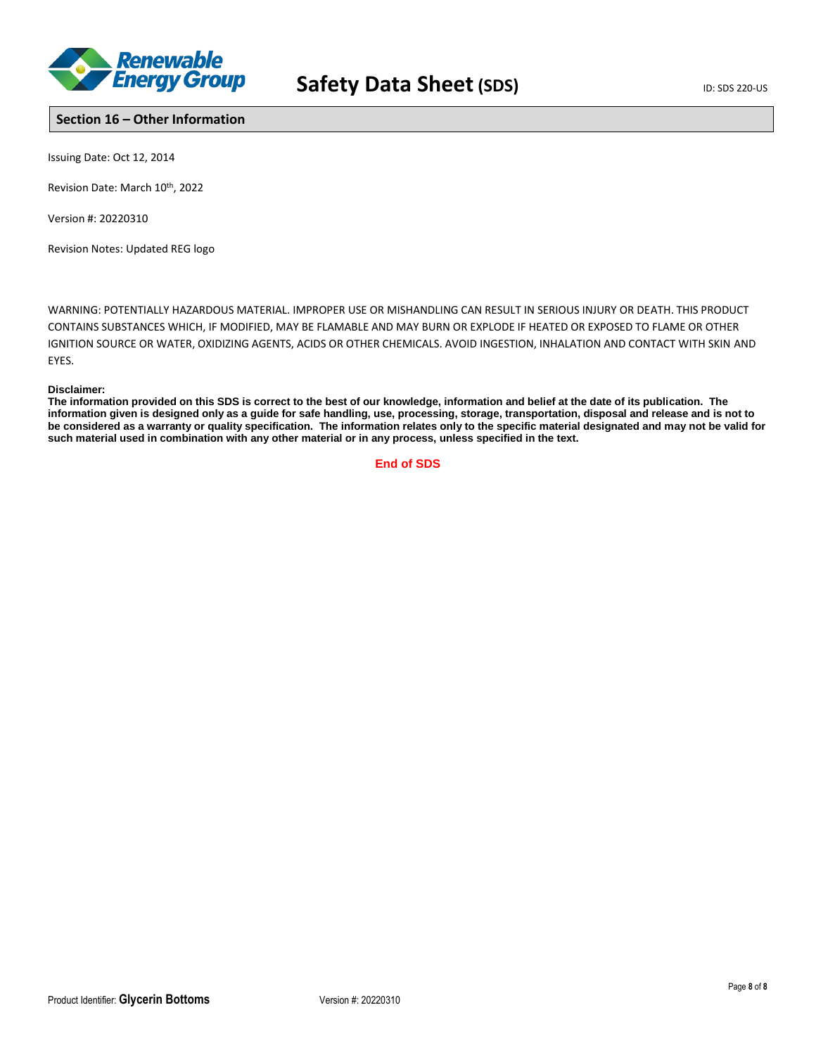## Section 16 – Other Information

Issuing Date: Oct 12, 2014

Revision Date: March 10th, 2022

Version #: 20220310

Revision Notes: Updated REG logo

WARNING: POTENTIALLY HAZARDOUS MATERIAL. IMPROPER USE OR MISHANDLING CAN RESULT IN SERIOUS INJURY OR DEATH. THIS PRODUCT CONTAINS SUBSTANCES WHICH, IF MODIFIED, MAY BE FLAMABLE AND MAY BURN OR EXPLODE IF HEATED OR EXPOSED TO FLAME OR OTHER IGNITION SOURCE OR WATER, OXIDIZING AGENTS, ACIDS OR OTHER CHEMICALS. AVOID INGESTION, INHALATION AND CONTACT WITH SKIN AND EYES.

**Disclaimer:**

**The information provided on this SDS is correct to the best of our knowledge, information and belief at the date of its publication. The information given is designed only as a guide for safe handling, use, processing, storage, transportation, disposal and release and is not to be considered as a warranty or quality specification. The information relates only to the specific material designated and may not be valid for such material used in combination with any other material or in any process, unless specified in the text.**

**End of SDS**